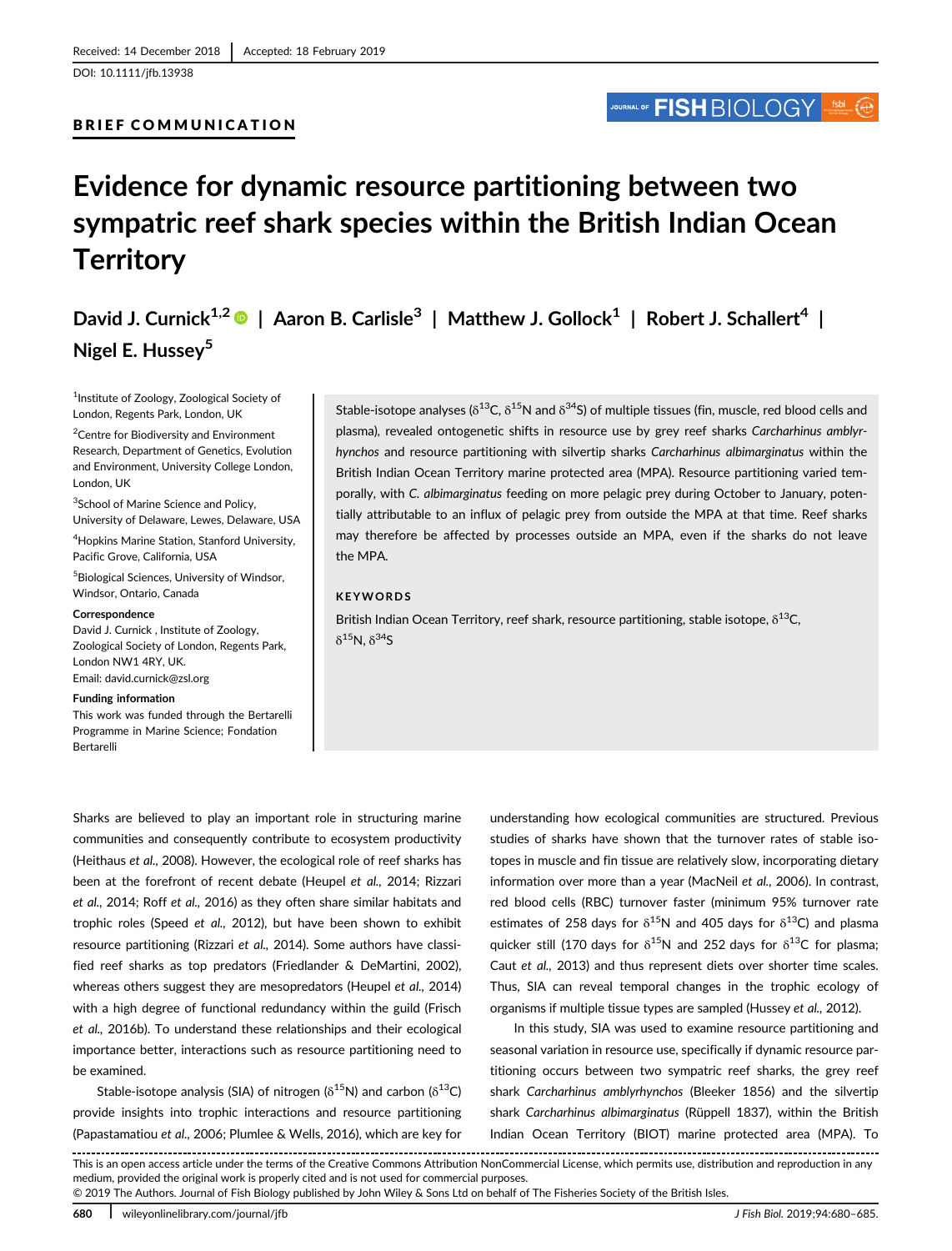Received: 14 December 2018 | Accepted: 18 February 2019

DOI: 10.1111/jfb.13938

**BRIEF COMMUNICATION**

# Evidence for dynamic resource partitioning between two sympatric reef shark species within the British Indian Ocean Territory

**David J. Curnick[1,2] | Aaron B. Carlisle[3] | Matthew J. Gollock[1] | Robert J. Schallert[4] | Nigel E. Hussey[5]**

[1]Institute of Zoology, Zoological Society of London, Regents Park, London, UK

[2]Centre for Biodiversity and Environment Research, Department of Genetics, Evolution and Environment, University College London, London, UK

[3]School of Marine Science and Policy, University of Delaware, Lewes, Delaware, USA

[4]Hopkins Marine Station, Stanford University, Pacific Grove, California, USA

[5]Biological Sciences, University of Windsor, Windsor, Ontario, Canada

**Correspondence**
David J. Curnick , Institute of Zoology, Zoological Society of London, Regents Park, London NW1 4RY, UK.
Email: david.curnick@zsl.org

**Funding information**
This work was funded through the Bertarelli Programme in Marine Science; Fondation Bertarelli

Stable-isotope analyses ($\delta^{13}C$, $\delta^{15}N$ and $\delta^{34}S$) of multiple tissues (fin, muscle, red blood cells and plasma), revealed ontogenetic shifts in resource use by grey reef sharks *Carcharhinus amblyrhynchos* and resource partitioning with silvertip sharks *Carcharhinus albimarginatus* within the British Indian Ocean Territory marine protected area (MPA). Resource partitioning varied temporally, with *C. albimarginatus* feeding on more pelagic prey during October to January, potentially attributable to an influx of pelagic prey from outside the MPA at that time. Reef sharks may therefore be affected by processes outside an MPA, even if the sharks do not leave the MPA.

**KEYWORDS**

British Indian Ocean Territory, reef shark, resource partitioning, stable isotope, $\delta^{13}C$, $\delta^{15}N$, $\delta^{34}S$

Sharks are believed to play an important role in structuring marine communities and consequently contribute to ecosystem productivity (Heithaus *et al.*, 2008). However, the ecological role of reef sharks has been at the forefront of recent debate (Heupel *et al.*, 2014; Rizzari *et al.*, 2014; Roff *et al.*, 2016) as they often share similar habitats and trophic roles (Speed *et al.*, 2012), but have been shown to exhibit resource partitioning (Rizzari *et al.*, 2014). Some authors have classified reef sharks as top predators (Friedlander & DeMartini, 2002), whereas others suggest they are mesopredators (Heupel *et al.*, 2014) with a high degree of functional redundancy within the guild (Frisch *et al.*, 2016b). To understand these relationships and their ecological importance better, interactions such as resource partitioning need to be examined.

Stable-isotope analysis (SIA) of nitrogen ($\delta^{15}N$) and carbon ($\delta^{13}C$) provide insights into trophic interactions and resource partitioning (Papastamatiou *et al.*, 2006; Plumlee & Wells, 2016), which are key for understanding how ecological communities are structured. Previous studies of sharks have shown that the turnover rates of stable isotopes in muscle and fin tissue are relatively slow, incorporating dietary information over more than a year (MacNeil *et al.*, 2006). In contrast, red blood cells (RBC) turnover faster (minimum 95% turnover rate estimates of 258 days for $\delta^{15}N$ and 405 days for $\delta^{13}C$) and plasma quicker still (170 days for $\delta^{15}N$ and 252 days for $\delta^{13}C$ for plasma; Caut *et al.*, 2013) and thus represent diets over shorter time scales. Thus, SIA can reveal temporal changes in the trophic ecology of organisms if multiple tissue types are sampled (Hussey *et al.*, 2012).

In this study, SIA was used to examine resource partitioning and seasonal variation in resource use, specifically if dynamic resource partitioning occurs between two sympatric reef sharks, the grey reef shark *Carcharhinus amblyrhynchos* (Bleeker 1856) and the silvertip shark *Carcharhinus albimarginatus* (Rüppell 1837), within the British Indian Ocean Territory (BIOT) marine protected area (MPA). To

This is an open access article under the terms of the Creative Commons Attribution NonCommercial License, which permits use, distribution and reproduction in any medium, provided the original work is properly cited and is not used for commercial purposes.
© 2019 The Authors. Journal of Fish Biology published by John Wiley & Sons Ltd on behalf of The Fisheries Society of the British Isles.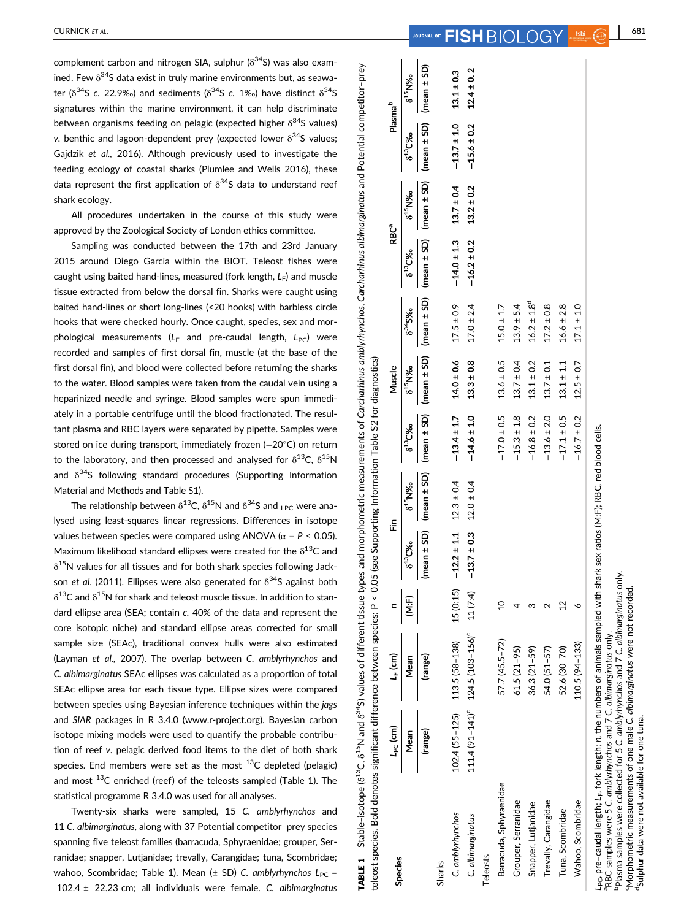complement carbon and nitrogen SIA, sulphur ($\delta^{34}$S) was also examined. Few $\delta^{34}$S data exist in truly marine environments but, as seawater ($\delta^{34}$S *c.* 22.9‰) and sediments ($\delta^{34}$S *c.* 1‰) have distinct $\delta^{34}$S signatures within the marine environment, it can help discriminate between organisms feeding on pelagic (expected higher $\delta^{34}$S values) *v.* benthic and lagoon-dependent prey (expected lower $\delta^{34}$S values; Gajdzik *et al.*, 2016). Although previously used to investigate the feeding ecology of coastal sharks (Plumlee and Wells 2016), these data represent the first application of $\delta^{34}$S data to understand reef shark ecology.

All procedures undertaken in the course of this study were approved by the Zoological Society of London ethics committee.

Sampling was conducted between the 17th and 23rd January 2015 around Diego Garcia within the BIOT. Teleost fishes were caught using baited hand-lines, measured (fork length, $L_F$) and muscle tissue extracted from below the dorsal fin. Sharks were caught using baited hand-lines or short long-lines (<20 hooks) with barbless circle hooks that were checked hourly. Once caught, species, sex and morphological measurements ($L_F$ and pre-caudal length, $L_{PC}$) were recorded and samples of first dorsal fin, muscle (at the base of the first dorsal fin), and blood were collected before returning the sharks to the water. Blood samples were taken from the caudal vein using a heparinized needle and syringe. Blood samples were spun immediately in a portable centrifuge until the blood fractionated. The resultant plasma and RBC layers were separated by pipette. Samples were stored on ice during transport, immediately frozen (−20°C) on return to the laboratory, and then processed and analysed for $\delta^{13}$C, $\delta^{15}$N and $\delta^{34}$S following standard procedures (Supporting Information Material and Methods and Table S1).

The relationship between $\delta^{13}$C, $\delta^{15}$N and $\delta^{34}$S and $L_{PC}$ were analysed using least-squares linear regressions. Differences in isotope values between species were compared using ANOVA ($\alpha = P < 0.05$). Maximum likelihood standard ellipses were created for the $\delta^{13}$C and $\delta^{15}$N values for all tissues and for both shark species following Jackson *et al.* (2011). Ellipses were also generated for $\delta^{34}$S against both $\delta^{13}$C and $\delta^{15}$N for shark and teleost muscle tissue. In addition to standard ellipse area (SEA; contain *c.* 40% of the data and represent the core isotopic niche) and standard ellipse areas corrected for small sample size (SEAc), traditional convex hulls were also estimated (Layman *et al.*, 2007). The overlap between *C. amblyrhynchos* and *C. albimarginatus* SEAc ellipses was calculated as a proportion of total SEAc ellipse area for each tissue type. Ellipse sizes were compared between species using Bayesian inference techniques within the *jags* and *SIAR* packages in R 3.4.0 (www.r-project.org). Bayesian carbon isotope mixing models were used to quantify the probable contribution of reef *v.* pelagic derived food items to the diet of both shark species. End members were set as the most $^{13}$C depleted (pelagic) and most $^{13}$C enriched (reef) of the teleosts sampled (Table 1). The statistical programme R 3.4.0 was used for all analyses.

Twenty-six sharks were sampled, 15 *C. amblyrhynchos* and 11 *C. albimarginatus*, along with 37 Potential competitor–prey species spanning five teleost families (barracuda, Sphyraenidae; grouper, Serranidae; snapper, Lutjanidae; trevally, Carangidae; tuna, Scombridae; wahoo, Scombridae; Table 1). Mean (± SD) *C. amblyrhynchos* $L_{PC}$ = 102.4 ± 22.23 cm; all individuals were female. *C. albimarginatus*

**TABLE 1** Stable-isotope ($\delta^{13}$C, $\delta^{15}$N and $\delta^{34}$S) values of different tissue types and morphometric measurements of *Carcharhinus amblyrhynchos*, *Carcharhinus albimarginatus* and Potential competitor–prey teleost species. Bold denotes significant difference between species: P < 0.05 (see Supporting Information Table S2 for diagnostics)

| Species | $L_{PC}$ (cm) | $L_F$ (cm) | n | Fin | | Muscle | | | RBC[a] | | Plasma[b] | |
|---|---|---|---|---|---|---|---|---|---|---|---|---|
| | Mean (range) | Mean (range) | (M:F) | $\delta^{13}$C‰ (mean ± SD) | $\delta^{15}$N‰ (mean ± SD) | $\delta^{13}$C‰ (mean ± SD) | $\delta^{15}$N‰ (mean ± SD) | $\delta^{34}$S‰ (mean ± SD) | $\delta^{13}$C‰ (mean ± SD) | $\delta^{15}$N‰ (mean ± SD) | $\delta^{13}$C‰ (mean ± SD) | $\delta^{15}$N‰ (mean ± SD) |
| Sharks | | | | | | | | | | | | |
| *C. amblyrhynchos* | 102.4 (55–125) | 113.5 (58–138) | 15 (0:15) | **−12.2 ± 1.1** | 12.3 ± 0.4 | −13.4 ± 1.7 | **14.0 ± 0.6** | 17.5 ± 0.9 | **−14.0 ± 1.3** | **13.7 ± 0.4** | **−13.7 ± 1.0** | **13.1 ± 0.3** |
| *C. albimarginatus* | 111.4 (91–141)[c] | 124.5 (103–156)[c] | 11 (7:4) | **−13.7 ± 0.3** | 12.0 ± 0.4 | −14.6 ± 1.0 | **13.3 ± 0.8** | 17.0 ± 2.4 | **−16.2 ± 0.2** | **13.2 ± 0.2** | **−15.6 ± 0.2** | **12.4 ± 0.2** |
| Teleosts | | | | | | | | | | | | |
| Barracuda, Sphyraenidae | | 57.7 (45.5–72) | 10 | | | −17.0 ± 0.5 | 13.6 ± 0.5 | 15.0 ± 1.7 | | | | |
| Grouper, Serranidae | | 61.5 (21–95) | 4 | | | −15.3 ± 1.8 | 13.7 ± 0.4 | 13.9 ± 5.4 | | | | |
| Snapper, Lutjanidae | | 36.3 (21–59) | 3 | | | −16.8 ± 0.2 | 13.1 ± 0.2 | 16.2 ± 1.8[d] | | | | |
| Trevally, Carangidae | | 54.0 (51–57) | 2 | | | −13.6 ± 2.0 | 13.7 ± 0.1 | 17.2 ± 0.8 | | | | |
| Tuna, Scombridae | | 52.6 (30–70) | 12 | | | −17.1 ± 0.5 | 13.1 ± 1.1 | 16.6 ± 2.8 | | | | |
| Wahoo, Scombridae | | 110.5 (94–133) | 6 | | | −16.7 ± 0.2 | 12.5 ± 0.7 | 17.1 ± 1.0 | | | | |

$L_{PC}$, pre-caudal length; $L_F$, fork length; n, the numbers of animals sampled with shark sex ratios (M:F); RBC, red blood cells.
[a]RBC samples were 5 *C. amblyrhynchos* and 7 *C. albimarginatus* only.
[b]Plasma samples were collected for 5 *C. amblyrhynchos* and 7 *C. albimarginatus* only.
[c]Morphometric measurements of one male *C. albimarginatus* were not recorded.
[d]Sulphur data were not available for one tuna.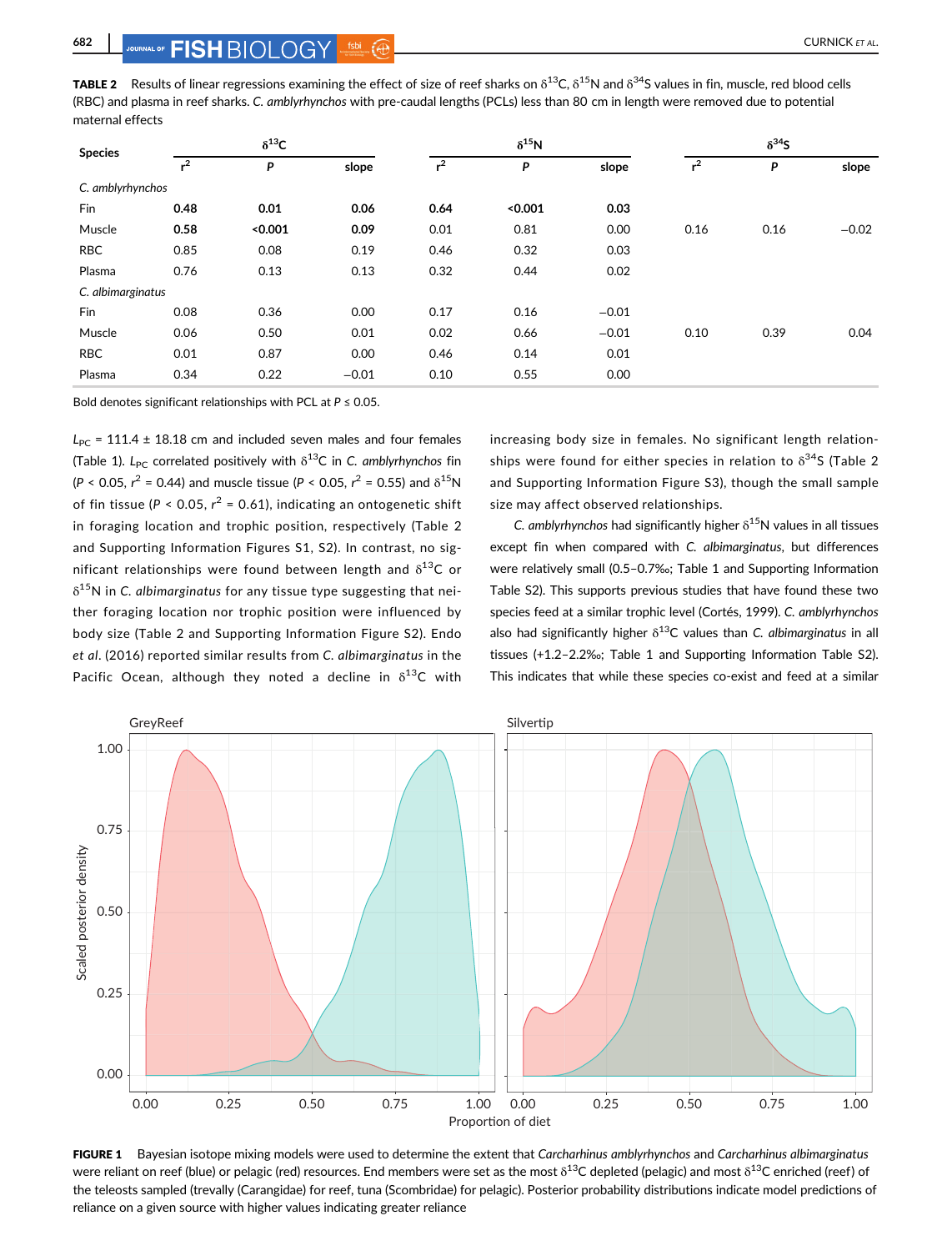**TABLE 2** Results of linear regressions examining the effect of size of reef sharks on $\delta^{13}C$, $\delta^{15}N$ and $\delta^{34}S$ values in fin, muscle, red blood cells (RBC) and plasma in reef sharks. *C. amblyrhynchos* with pre-caudal lengths (PCLs) less than 80 cm in length were removed due to potential maternal effects

| Species | $\delta^{13}C$ | | | $\delta^{15}N$ | | | $\delta^{34}S$ | | |
|---|---|---|---|---|---|---|---|---|---|
| | $r^2$ | *P* | slope | $r^2$ | *P* | slope | $r^2$ | *P* | slope |
| *C. amblyrhynchos* | | | | | | | | | |
| Fin | **0.48** | **0.01** | **0.06** | **0.64** | **<0.001** | **0.03** | | | |
| Muscle | **0.58** | **<0.001** | **0.09** | 0.01 | 0.81 | 0.00 | 0.16 | 0.16 | −0.02 |
| RBC | 0.85 | 0.08 | 0.19 | 0.46 | 0.32 | 0.03 | | | |
| Plasma | 0.76 | 0.13 | 0.13 | 0.32 | 0.44 | 0.02 | | | |
| *C. albimarginatus* | | | | | | | | | |
| Fin | 0.08 | 0.36 | 0.00 | 0.17 | 0.16 | −0.01 | | | |
| Muscle | 0.06 | 0.50 | 0.01 | 0.02 | 0.66 | −0.01 | 0.10 | 0.39 | 0.04 |
| RBC | 0.01 | 0.87 | 0.00 | 0.46 | 0.14 | 0.01 | | | |
| Plasma | 0.34 | 0.22 | −0.01 | 0.10 | 0.55 | 0.00 | | | |

Bold denotes significant relationships with PCL at $P \leq 0.05$.

$L_{PC}$ = 111.4 ± 18.18 cm and included seven males and four females (Table 1). $L_{PC}$ correlated positively with $\delta^{13}C$ in *C. amblyrhynchos* fin ($P < 0.05$, $r^2 = 0.44$) and muscle tissue ($P < 0.05$, $r^2 = 0.55$) and $\delta^{15}N$ of fin tissue ($P < 0.05$, $r^2 = 0.61$), indicating an ontogenetic shift in foraging location and trophic position, respectively (Table 2 and Supporting Information Figures S1, S2). In contrast, no significant relationships were found between length and $\delta^{13}C$ or $\delta^{15}N$ in *C. albimarginatus* for any tissue type suggesting that neither foraging location nor trophic position were influenced by body size (Table 2 and Supporting Information Figure S2). Endo *et al*. (2016) reported similar results from *C. albimarginatus* in the Pacific Ocean, although they noted a decline in $\delta^{13}C$ with increasing body size in females. No significant length relationships were found for either species in relation to $\delta^{34}S$ (Table 2 and Supporting Information Figure S3), though the small sample size may affect observed relationships.

*C. amblyrhynchos* had significantly higher $\delta^{15}N$ values in all tissues except fin when compared with *C. albimarginatus*, but differences were relatively small (0.5–0.7‰; Table 1 and Supporting Information Table S2). This supports previous studies that have found these two species feed at a similar trophic level (Cortés, 1999). *C. amblyrhynchos* also had significantly higher $\delta^{13}C$ values than *C. albimarginatus* in all tissues (+1.2–2.2‰; Table 1 and Supporting Information Table S2). This indicates that while these species co-exist and feed at a similar

**FIGURE 1** Bayesian isotope mixing models were used to determine the extent that *Carcharhinus amblyrhynchos* and *Carcharhinus albimarginatus* were reliant on reef (blue) or pelagic (red) resources. End members were set as the most $\delta^{13}C$ depleted (pelagic) and most $\delta^{13}C$ enriched (reef) of the teleosts sampled (trevally (Carangidae) for reef, tuna (Scombridae) for pelagic). Posterior probability distributions indicate model predictions of reliance on a given source with higher values indicating greater reliance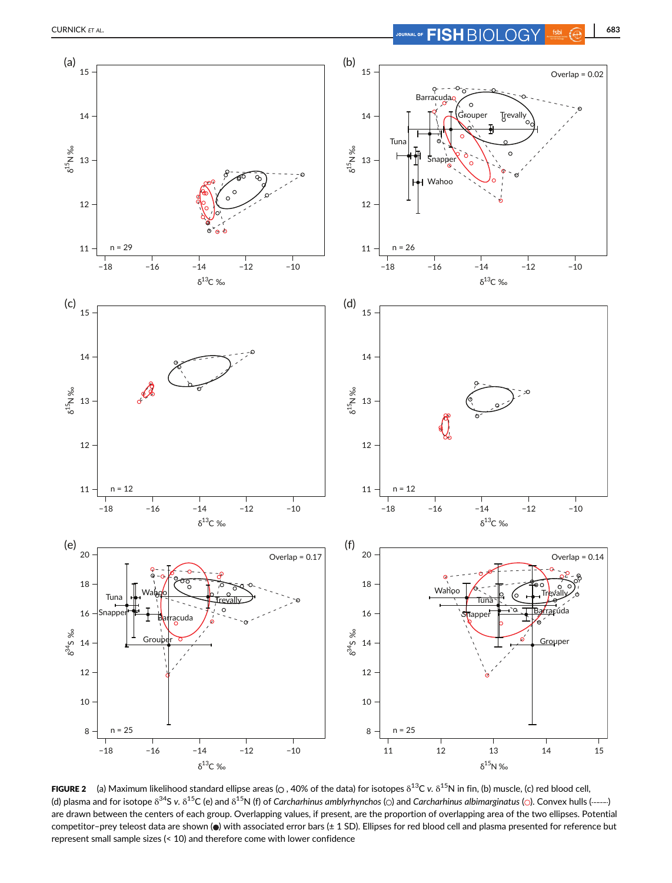**FIGURE 2** (a) Maximum likelihood standard ellipse areas (○, 40% of the data) for isotopes $\delta^{13}$C v. $\delta^{15}$N in fin, (b) muscle, (c) red blood cell, (d) plasma and for isotope $\delta^{34}$S v. $\delta^{13}$C (e) and $\delta^{15}$N (f) of *Carcharhinus amblyrhynchos* (○) and *Carcharhinus albimarginatus* (○). Convex hulls (------) are drawn between the centers of each group. Overlapping values, if present, are the proportion of overlapping area of the two ellipses. Potential competitor–prey teleost data are shown (●) with associated error bars (± 1 SD). Ellipses for red blood cell and plasma presented for reference but represent small sample sizes (< 10) and therefore come with lower confidence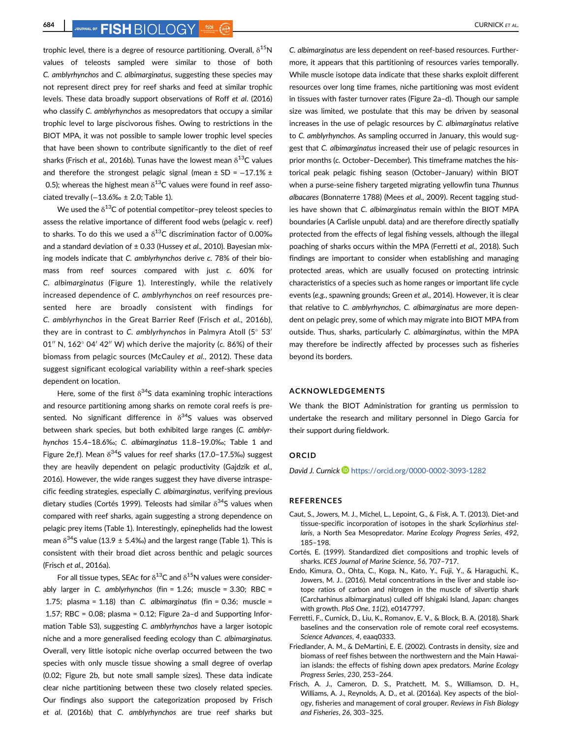trophic level, there is a degree of resource partitioning. Overall, $\delta^{15}N$ values of teleosts sampled were similar to those of both *C. amblyrhynchos* and *C. albimarginatus*, suggesting these species may not represent direct prey for reef sharks and feed at similar trophic levels. These data broadly support observations of Roff *et al*. (2016) who classify *C. amblyrhynchos* as mesopredators that occupy a similar trophic level to large piscivorous fishes. Owing to restrictions in the BIOT MPA, it was not possible to sample lower trophic level species that have been shown to contribute significantly to the diet of reef sharks (Frisch *et al*., 2016b). Tunas have the lowest mean $\delta^{13}C$ values and therefore the strongest pelagic signal (mean ± SD = −17.1% ± 0.5); whereas the highest mean $\delta^{13}C$ values were found in reef associated trevally (−13.6‰ ± 2.0; Table 1).

We used the $\delta^{13}C$ of potential competitor–prey teleost species to assess the relative importance of different food webs (pelagic *v*. reef) to sharks. To do this we used a $\delta^{13}C$ discrimination factor of 0.00‰ and a standard deviation of ± 0.33 (Hussey *et al*., 2010). Bayesian mixing models indicate that *C. amblyrhynchos* derive *c*. 78% of their biomass from reef sources compared with just *c*. 60% for *C. albimarginatus* (Figure 1). Interestingly, while the relatively increased dependence of *C. amblyrhynchos* on reef resources presented here are broadly consistent with findings for *C. amblyrhynchos* in the Great Barrier Reef (Frisch *et al*., 2016b), they are in contrast to *C. amblyrhynchos* in Palmyra Atoll (5° 53′ 01″ N, 162° 04′ 42″ W) which derive the majority (*c*. 86%) of their biomass from pelagic sources (McCauley *et al*., 2012). These data suggest significant ecological variability within a reef-shark species dependent on location.

Here, some of the first $\delta^{34}S$ data examining trophic interactions and resource partitioning among sharks on remote coral reefs is presented. No significant difference in $\delta^{34}S$ values was observed between shark species, but both exhibited large ranges (*C. amblyrhynchos* 15.4–18.6‰; *C. albimarginatus* 11.8–19.0‰; Table 1 and Figure 2e,f). Mean $\delta^{34}S$ values for reef sharks (17.0–17.5‰) suggest they are heavily dependent on pelagic productivity (Gajdzik *et al*., 2016). However, the wide ranges suggest they have diverse intraspecific feeding strategies, especially *C. albimarginatus*, verifying previous dietary studies (Cortés 1999). Teleosts had similar $\delta^{34}S$ values when compared with reef sharks, again suggesting a strong dependence on pelagic prey items (Table 1). Interestingly, epinephelids had the lowest mean $\delta^{34}S$ value (13.9 ± 5.4‰) and the largest range (Table 1). This is consistent with their broad diet across benthic and pelagic sources (Frisch *et al*., 2016a).

For all tissue types, SEAc for $\delta^{13}C$ and $\delta^{15}N$ values were considerably larger in *C. amblyrhynchos* (fin = 1.26; muscle = 3.30; RBC = 1.75; plasma = 1.18) than *C. albimarginatus* (fin = 0.36; muscle = 1.57; RBC = 0.08; plasma = 0.12; Figure 2a–d and Supporting Information Table S3), suggesting *C. amblyrhynchos* have a larger isotopic niche and a more generalised feeding ecology than *C. albimarginatus*. Overall, very little isotopic niche overlap occurred between the two species with only muscle tissue showing a small degree of overlap (0.02; Figure 2b, but note small sample sizes). These data indicate clear niche partitioning between these two closely related species. Our findings also support the categorization proposed by Frisch *et al*. (2016b) that *C. amblyrhynchos* are true reef sharks but *C. albimarginatus* are less dependent on reef-based resources. Furthermore, it appears that this partitioning of resources varies temporally. While muscle isotope data indicate that these sharks exploit different resources over long time frames, niche partitioning was most evident in tissues with faster turnover rates (Figure 2a–d). Though our sample size was limited, we postulate that this may be driven by seasonal increases in the use of pelagic resources by *C. albimarginatus* relative to *C. amblyrhynchos*. As sampling occurred in January, this would suggest that *C. albimarginatus* increased their use of pelagic resources in prior months (*c*. October–December). This timeframe matches the historical peak pelagic fishing season (October–January) within BIOT when a purse-seine fishery targeted migrating yellowfin tuna *Thunnus albacares* (Bonnaterre 1788) (Mees *et al*., 2009). Recent tagging studies have shown that *C. albimarginatus* remain within the BIOT MPA boundaries (A Carlisle unpubl. data) and are therefore directly spatially protected from the effects of legal fishing vessels, although the illegal poaching of sharks occurs within the MPA (Ferretti *et al*., 2018). Such findings are important to consider when establishing and managing protected areas, which are usually focused on protecting intrinsic characteristics of a species such as home ranges or important life cycle events (*e.g*., spawning grounds; Green *et al*., 2014). However, it is clear that relative to *C. amblyrhynchos*, *C. albimarginatus* are more dependent on pelagic prey, some of which may migrate into BIOT MPA from outside. Thus, sharks, particularly *C. albimarginatus*, within the MPA may therefore be indirectly affected by processes such as fisheries beyond its borders.

## ACKNOWLEDGEMENTS

We thank the BIOT Administration for granting us permission to undertake the research and military personnel in Diego Garcia for their support during fieldwork.

## ORCID

*David J. Curnick* https://orcid.org/0000-0002-3093-1282

## REFERENCES

Caut, S., Jowers, M. J., Michel, L., Lepoint, G., & Fisk, A. T. (2013). Diet-and tissue-specific incorporation of isotopes in the shark *Scyliorhinus stellaris*, a North Sea Mesopredator. *Marine Ecology Progress Series*, *492*, 185–198.

Cortés, E. (1999). Standardized diet compositions and trophic levels of sharks. *ICES Journal of Marine Science*, *56*, 707–717.

Endo, Kimura, O., Ohta, C., Koga, N., Kato, Y., Fuji, Y., & Haraguchi, K., Jowers, M. J.. (2016). Metal concentrations in the liver and stable isotope ratios of carbon and nitrogen in the muscle of silvertip shark (Carcharhinus albimarginatus) culled off Ishigaki Island, Japan: changes with growth. *PloS One*, *11*(2), e0147797.

Ferretti, F., Curnick, D., Liu, K., Romanov, E. V., & Block, B. A. (2018). Shark baselines and the conservation role of remote coral reef ecosystems. *Science Advances*, *4*, eaaq0333.

Friedlander, A. M., & DeMartini, E. E. (2002). Contrasts in density, size and biomass of reef fishes between the northwestern and the Main Hawaiian islands: the effects of fishing down apex predators. *Marine Ecology Progress Series*, *230*, 253–264.

Frisch, A. J., Cameron, D. S., Pratchett, M. S., Williamson, D. H., Williams, A. J., Reynolds, A. D., et al. (2016a). Key aspects of the biology, fisheries and management of coral grouper. *Reviews in Fish Biology and Fisheries*, *26*, 303–325.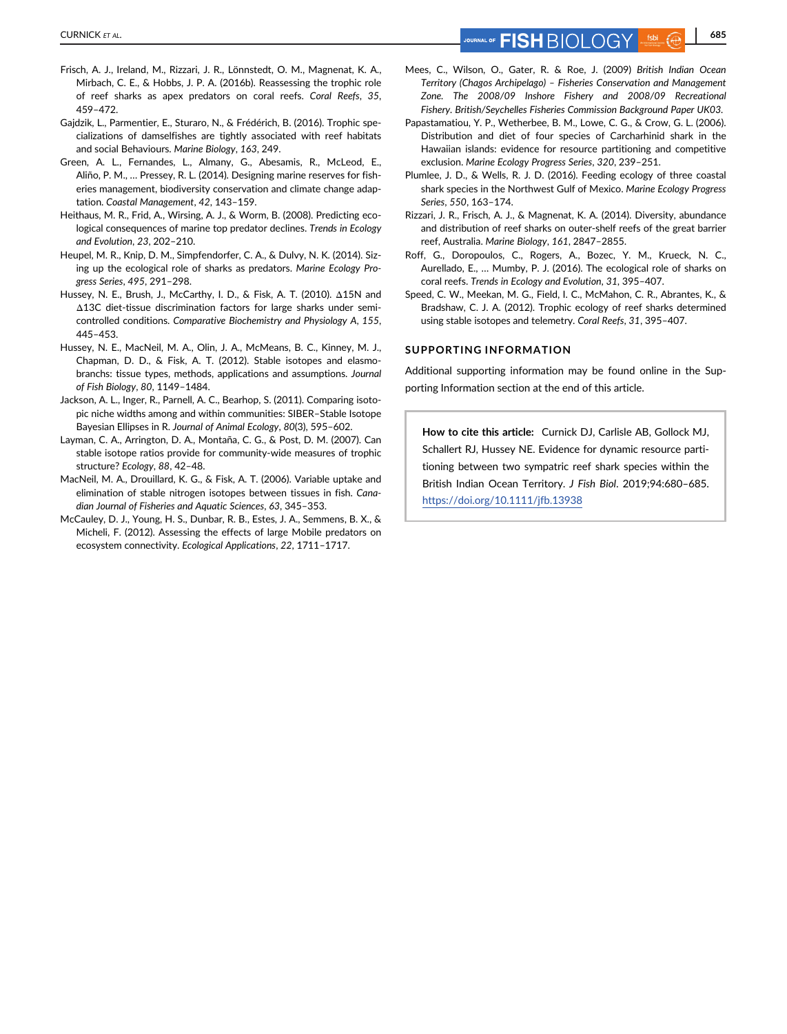Frisch, A. J., Ireland, M., Rizzari, J. R., Lönnstedt, O. M., Magnenat, K. A., Mirbach, C. E., & Hobbs, J. P. A. (2016b). Reassessing the trophic role of reef sharks as apex predators on coral reefs. *Coral Reefs*, *35*, 459–472.

Gajdzik, L., Parmentier, E., Sturaro, N., & Frédérich, B. (2016). Trophic specializations of damselfishes are tightly associated with reef habitats and social Behaviours. *Marine Biology*, *163*, 249.

Green, A. L., Fernandes, L., Almany, G., Abesamis, R., McLeod, E., Aliño, P. M., … Pressey, R. L. (2014). Designing marine reserves for fisheries management, biodiversity conservation and climate change adaptation. *Coastal Management*, *42*, 143–159.

Heithaus, M. R., Frid, A., Wirsing, A. J., & Worm, B. (2008). Predicting ecological consequences of marine top predator declines. *Trends in Ecology and Evolution*, *23*, 202–210.

Heupel, M. R., Knip, D. M., Simpfendorfer, C. A., & Dulvy, N. K. (2014). Sizing up the ecological role of sharks as predators. *Marine Ecology Progress Series*, *495*, 291–298.

Hussey, N. E., Brush, J., McCarthy, I. D., & Fisk, A. T. (2010). Δ15N and Δ13C diet-tissue discrimination factors for large sharks under semi-controlled conditions. *Comparative Biochemistry and Physiology A*, *155*, 445–453.

Hussey, N. E., MacNeil, M. A., Olin, J. A., McMeans, B. C., Kinney, M. J., Chapman, D. D., & Fisk, A. T. (2012). Stable isotopes and elasmobranchs: tissue types, methods, applications and assumptions. *Journal of Fish Biology*, *80*, 1149–1484.

Jackson, A. L., Inger, R., Parnell, A. C., Bearhop, S. (2011). Comparing isotopic niche widths among and within communities: SIBER–Stable Isotope Bayesian Ellipses in R. *Journal of Animal Ecology*, *80*(3), 595–602.

Layman, C. A., Arrington, D. A., Montaña, C. G., & Post, D. M. (2007). Can stable isotope ratios provide for community-wide measures of trophic structure? *Ecology*, *88*, 42–48.

MacNeil, M. A., Drouillard, K. G., & Fisk, A. T. (2006). Variable uptake and elimination of stable nitrogen isotopes between tissues in fish. *Canadian Journal of Fisheries and Aquatic Sciences*, *63*, 345–353.

McCauley, D. J., Young, H. S., Dunbar, R. B., Estes, J. A., Semmens, B. X., & Micheli, F. (2012). Assessing the effects of large Mobile predators on ecosystem connectivity. *Ecological Applications*, *22*, 1711–1717.

Mees, C., Wilson, O., Gater, R. & Roe, J. (2009) *British Indian Ocean Territory (Chagos Archipelago) – Fisheries Conservation and Management Zone. The 2008/09 Inshore Fishery and 2008/09 Recreational Fishery. British/Seychelles Fisheries Commission Background Paper UK03.*

Papastamatiou, Y. P., Wetherbee, B. M., Lowe, C. G., & Crow, G. L. (2006). Distribution and diet of four species of Carcharhinid shark in the Hawaiian islands: evidence for resource partitioning and competitive exclusion. *Marine Ecology Progress Series*, *320*, 239–251.

Plumlee, J. D., & Wells, R. J. D. (2016). Feeding ecology of three coastal shark species in the Northwest Gulf of Mexico. *Marine Ecology Progress Series*, *550*, 163–174.

Rizzari, J. R., Frisch, A. J., & Magnenat, K. A. (2014). Diversity, abundance and distribution of reef sharks on outer-shelf reefs of the great barrier reef, Australia. *Marine Biology*, *161*, 2847–2855.

Roff, G., Doropoulos, C., Rogers, A., Bozec, Y. M., Krueck, N. C., Aurellado, E., … Mumby, P. J. (2016). The ecological role of sharks on coral reefs. *Trends in Ecology and Evolution*, *31*, 395–407.

Speed, C. W., Meekan, M. G., Field, I. C., McMahon, C. R., Abrantes, K., & Bradshaw, C. J. A. (2012). Trophic ecology of reef sharks determined using stable isotopes and telemetry. *Coral Reefs*, *31*, 395–407.

## SUPPORTING INFORMATION

Additional supporting information may be found online in the Supporting Information section at the end of this article.

**How to cite this article:** Curnick DJ, Carlisle AB, Gollock MJ, Schallert RJ, Hussey NE. Evidence for dynamic resource partitioning between two sympatric reef shark species within the British Indian Ocean Territory. *J Fish Biol*. 2019;94:680–685. https://doi.org/10.1111/jfb.13938